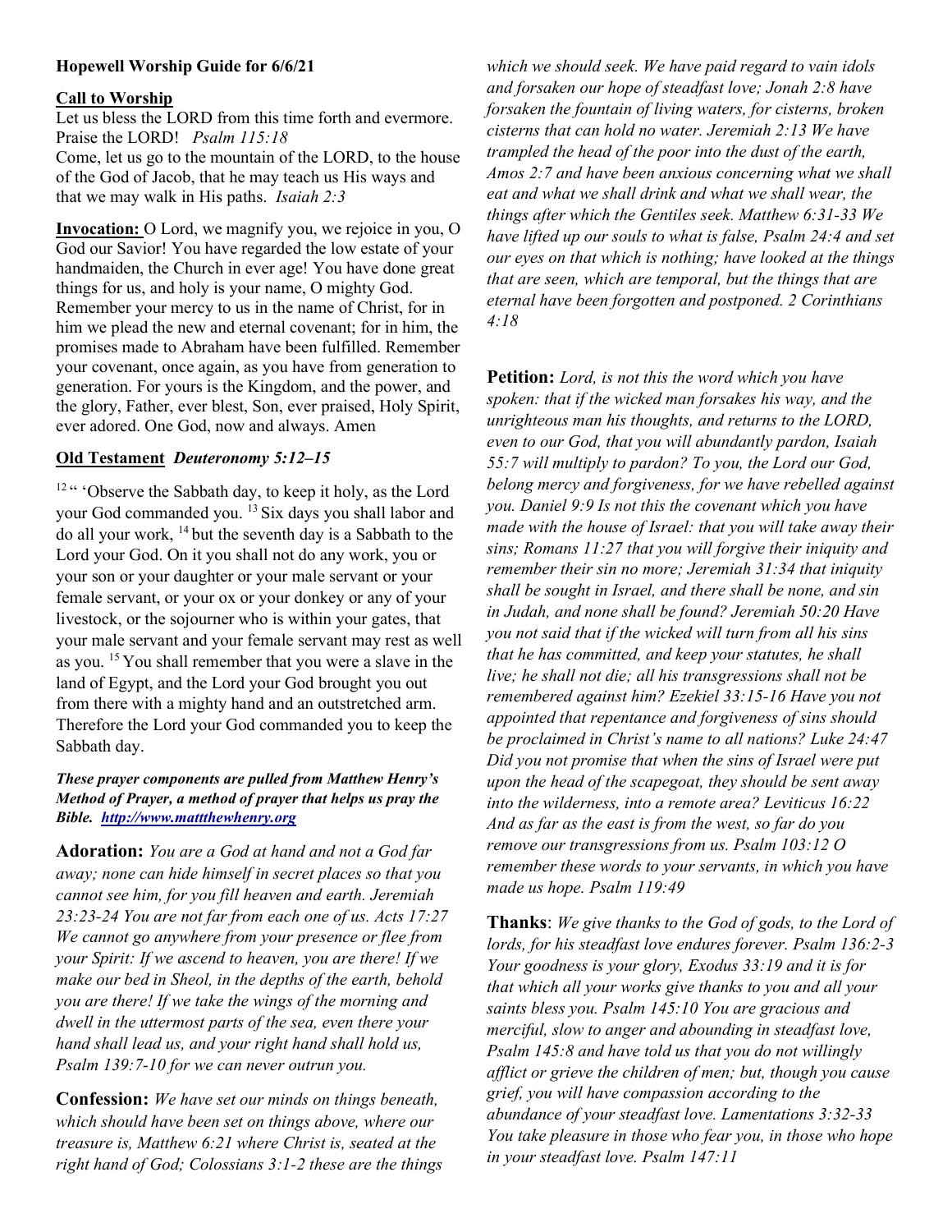**Hopewell Worship Guide for 6/6/21**

**Call to Worship**

Let us bless the LORD from this time forth and evermore. Praise the LORD! *Psalm 115:18*

Come, let us go to the mountain of the LORD, to the house of the God of Jacob, that he may teach us His ways and that we may walk in His paths. *Isaiah 2:3*

**Invocation:** O Lord, we magnify you, we rejoice in you, O God our Savior! You have regarded the low estate of your handmaiden, the Church in ever age! You have done great things for us, and holy is your name, O mighty God. Remember your mercy to us in the name of Christ, for in him we plead the new and eternal covenant; for in him, the promises made to Abraham have been fulfilled. Remember your covenant, once again, as you have from generation to generation. For yours is the Kingdom, and the power, and the glory, Father, ever blest, Son, ever praised, Holy Spirit, ever adored. One God, now and always. Amen

**Old Testament** ***Deuteronomy 5:12–15***

[12] " 'Observe the Sabbath day, to keep it holy, as the Lord your God commanded you. [13] Six days you shall labor and do all your work, [14] but the seventh day is a Sabbath to the Lord your God. On it you shall not do any work, you or your son or your daughter or your male servant or your female servant, or your ox or your donkey or any of your livestock, or the sojourner who is within your gates, that your male servant and your female servant may rest as well as you. [15] You shall remember that you were a slave in the land of Egypt, and the Lord your God brought you out from there with a mighty hand and an outstretched arm. Therefore the Lord your God commanded you to keep the Sabbath day.

***These prayer components are pulled from Matthew Henry's Method of Prayer, a method of prayer that helps us pray the Bible. http://www.mattthewhenry.org***

**Adoration:** *You are a God at hand and not a God far away; none can hide himself in secret places so that you cannot see him, for you fill heaven and earth. Jeremiah 23:23-24 You are not far from each one of us. Acts 17:27 We cannot go anywhere from your presence or flee from your Spirit: If we ascend to heaven, you are there! If we make our bed in Sheol, in the depths of the earth, behold you are there! If we take the wings of the morning and dwell in the uttermost parts of the sea, even there your hand shall lead us, and your right hand shall hold us, Psalm 139:7-10 for we can never outrun you.*

**Confession:** *We have set our minds on things beneath, which should have been set on things above, where our treasure is, Matthew 6:21 where Christ is, seated at the right hand of God; Colossians 3:1-2 these are the things which we should seek. We have paid regard to vain idols and forsaken our hope of steadfast love; Jonah 2:8 have forsaken the fountain of living waters, for cisterns, broken cisterns that can hold no water. Jeremiah 2:13 We have trampled the head of the poor into the dust of the earth, Amos 2:7 and have been anxious concerning what we shall eat and what we shall drink and what we shall wear, the things after which the Gentiles seek. Matthew 6:31-33 We have lifted up our souls to what is false, Psalm 24:4 and set our eyes on that which is nothing; have looked at the things that are seen, which are temporal, but the things that are eternal have been forgotten and postponed. 2 Corinthians 4:18*

**Petition:** *Lord, is not this the word which you have spoken: that if the wicked man forsakes his way, and the unrighteous man his thoughts, and returns to the LORD, even to our God, that you will abundantly pardon, Isaiah 55:7 will multiply to pardon? To you, the Lord our God, belong mercy and forgiveness, for we have rebelled against you. Daniel 9:9 Is not this the covenant which you have made with the house of Israel: that you will take away their sins; Romans 11:27 that you will forgive their iniquity and remember their sin no more; Jeremiah 31:34 that iniquity shall be sought in Israel, and there shall be none, and sin in Judah, and none shall be found? Jeremiah 50:20 Have you not said that if the wicked will turn from all his sins that he has committed, and keep your statutes, he shall live; he shall not die; all his transgressions shall not be remembered against him? Ezekiel 33:15-16 Have you not appointed that repentance and forgiveness of sins should be proclaimed in Christ's name to all nations? Luke 24:47 Did you not promise that when the sins of Israel were put upon the head of the scapegoat, they should be sent away into the wilderness, into a remote area? Leviticus 16:22 And as far as the east is from the west, so far do you remove our transgressions from us. Psalm 103:12 O remember these words to your servants, in which you have made us hope. Psalm 119:49*

**Thanks**: *We give thanks to the God of gods, to the Lord of lords, for his steadfast love endures forever. Psalm 136:2-3 Your goodness is your glory, Exodus 33:19 and it is for that which all your works give thanks to you and all your saints bless you. Psalm 145:10 You are gracious and merciful, slow to anger and abounding in steadfast love, Psalm 145:8 and have told us that you do not willingly afflict or grieve the children of men; but, though you cause grief, you will have compassion according to the abundance of your steadfast love. Lamentations 3:32-33 You take pleasure in those who fear you, in those who hope in your steadfast love. Psalm 147:11*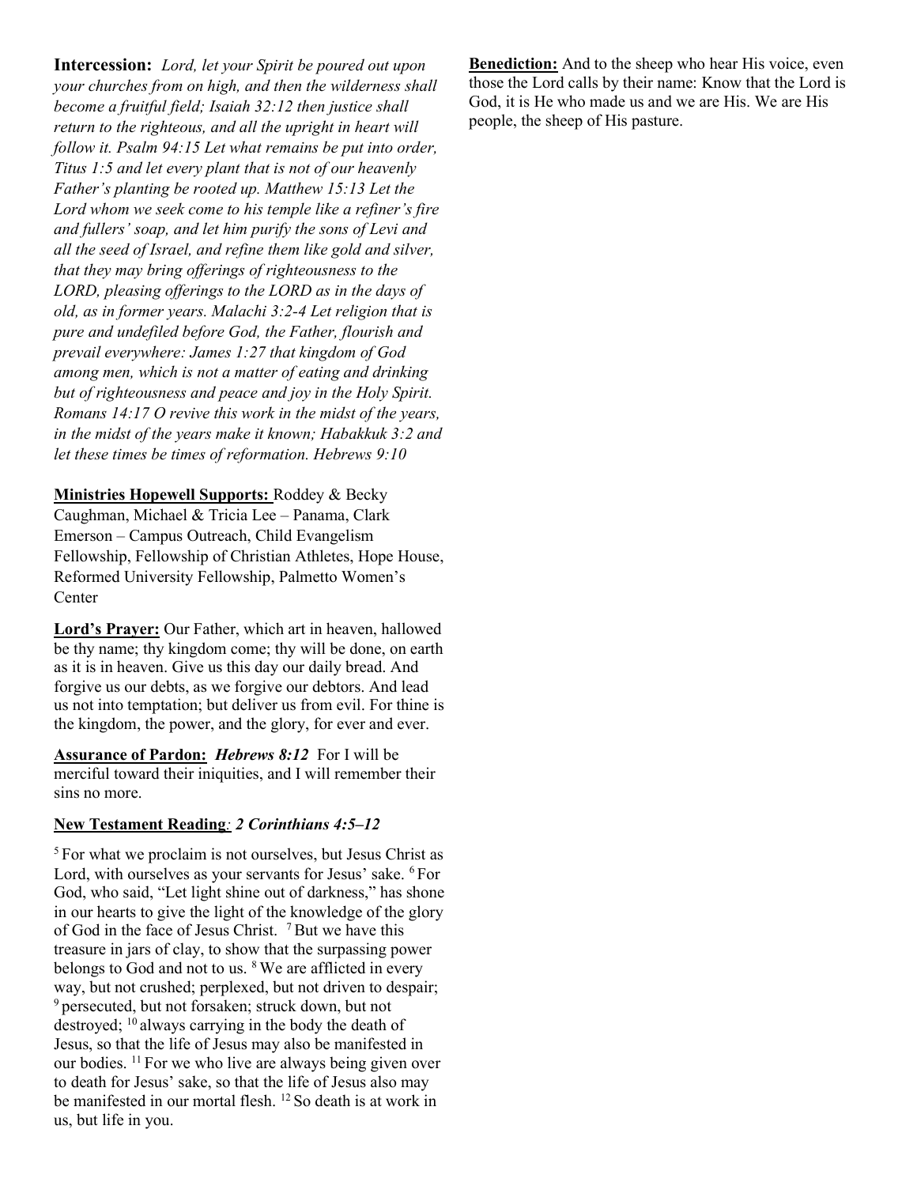**Intercession:** *Lord, let your Spirit be poured out upon your churches from on high, and then the wilderness shall become a fruitful field; Isaiah 32:12 then justice shall return to the righteous, and all the upright in heart will follow it. Psalm 94:15 Let what remains be put into order, Titus 1:5 and let every plant that is not of our heavenly Father's planting be rooted up. Matthew 15:13 Let the Lord whom we seek come to his temple like a refiner's fire and fullers' soap, and let him purify the sons of Levi and all the seed of Israel, and refine them like gold and silver, that they may bring offerings of righteousness to the LORD, pleasing offerings to the LORD as in the days of old, as in former years. Malachi 3:2-4 Let religion that is pure and undefiled before God, the Father, flourish and prevail everywhere: James 1:27 that kingdom of God among men, which is not a matter of eating and drinking but of righteousness and peace and joy in the Holy Spirit. Romans 14:17 O revive this work in the midst of the years, in the midst of the years make it known; Habakkuk 3:2 and let these times be times of reformation. Hebrews 9:10*

**Ministries Hopewell Supports:** Roddey & Becky Caughman, Michael & Tricia Lee – Panama, Clark Emerson – Campus Outreach, Child Evangelism Fellowship, Fellowship of Christian Athletes, Hope House, Reformed University Fellowship, Palmetto Women's Center

**Lord's Prayer:** Our Father, which art in heaven, hallowed be thy name; thy kingdom come; thy will be done, on earth as it is in heaven. Give us this day our daily bread. And forgive us our debts, as we forgive our debtors. And lead us not into temptation; but deliver us from evil. For thine is the kingdom, the power, and the glory, for ever and ever.

**Assurance of Pardon:** ***Hebrews 8:12*** For I will be merciful toward their iniquities, and I will remember their sins no more.

**New Testament Reading***:* ***2 Corinthians 4:5–12***

[5] For what we proclaim is not ourselves, but Jesus Christ as Lord, with ourselves as your servants for Jesus' sake. [6] For God, who said, "Let light shine out of darkness," has shone in our hearts to give the light of the knowledge of the glory of God in the face of Jesus Christ. [7] But we have this treasure in jars of clay, to show that the surpassing power belongs to God and not to us. [8] We are afflicted in every way, but not crushed; perplexed, but not driven to despair; [9] persecuted, but not forsaken; struck down, but not destroyed; [10] always carrying in the body the death of Jesus, so that the life of Jesus may also be manifested in our bodies. [11] For we who live are always being given over to death for Jesus' sake, so that the life of Jesus also may be manifested in our mortal flesh. [12] So death is at work in us, but life in you.

**Benediction:** And to the sheep who hear His voice, even those the Lord calls by their name: Know that the Lord is God, it is He who made us and we are His. We are His people, the sheep of His pasture.